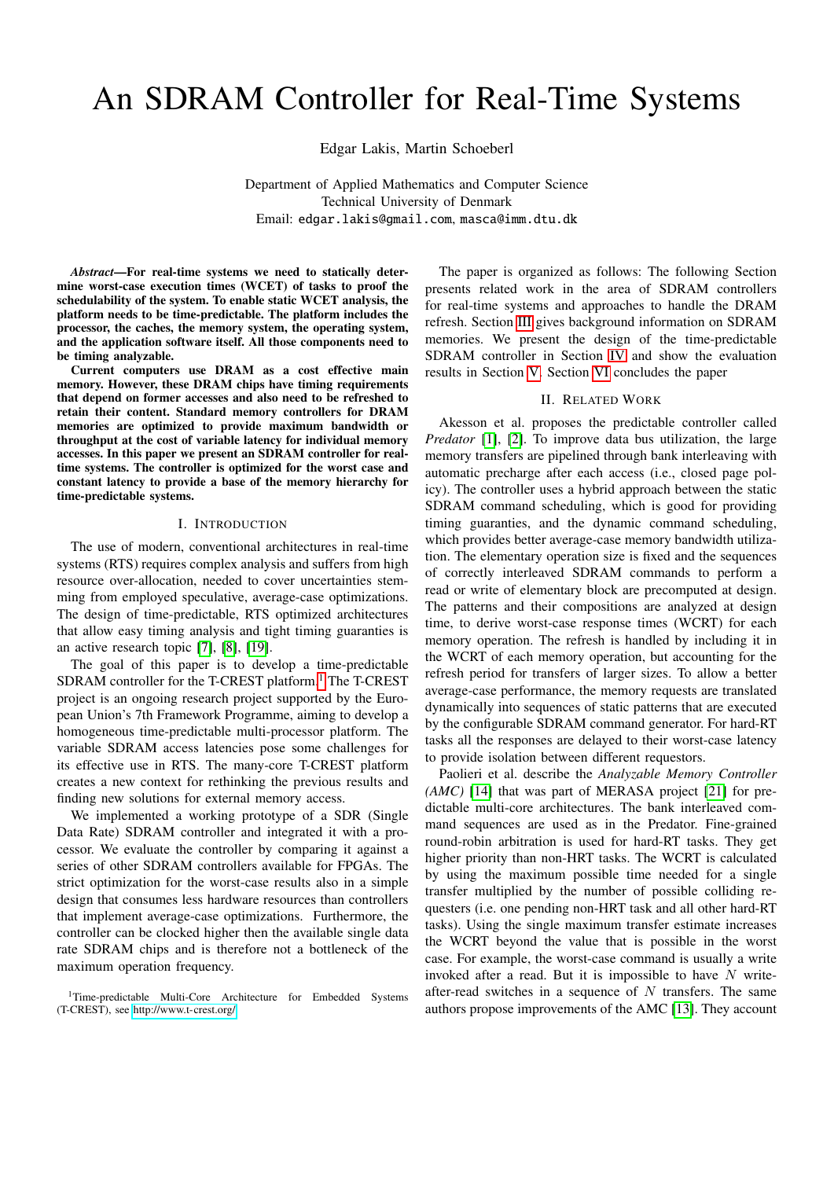# An SDRAM Controller for Real-Time Systems

Edgar Lakis, Martin Schoeberl

Department of Applied Mathematics and Computer Science
Technical University of Denmark
Email: edgar.lakis@gmail.com, masca@imm.dtu.dk

***Abstract*—For real-time systems we need to statically determine worst-case execution times (WCET) of tasks to proof the schedulability of the system. To enable static WCET analysis, the platform needs to be time-predictable. The platform includes the processor, the caches, the memory system, the operating system, and the application software itself. All those components need to be timing analyzable.**

**Current computers use DRAM as a cost effective main memory. However, these DRAM chips have timing requirements that depend on former accesses and also need to be refreshed to retain their content. Standard memory controllers for DRAM memories are optimized to provide maximum bandwidth or throughput at the cost of variable latency for individual memory accesses. In this paper we present an SDRAM controller for real-time systems. The controller is optimized for the worst case and constant latency to provide a base of the memory hierarchy for time-predictable systems.**

## I. Introduction

The use of modern, conventional architectures in real-time systems (RTS) requires complex analysis and suffers from high resource over-allocation, needed to cover uncertainties stemming from employed speculative, average-case optimizations. The design of time-predictable, RTS optimized architectures that allow easy timing analysis and tight timing guarantees is an active research topic [7], [8], [19].

The goal of this paper is to develop a time-predictable SDRAM controller for the T-CREST platform.[1] The T-CREST project is an ongoing research project supported by the European Union's 7th Framework Programme, aiming to develop a homogeneous time-predictable multi-processor platform. The variable SDRAM access latencies pose some challenges for its effective use in RTS. The many-core T-CREST platform creates a new context for rethinking the previous results and finding new solutions for external memory access.

We implemented a working prototype of a SDR (Single Data Rate) SDRAM controller and integrated it with a processor. We evaluate the controller by comparing it against a series of other SDRAM controllers available for FPGAs. The strict optimization for the worst-case results also in a simple design that consumes less hardware resources than controllers that implement average-case optimizations. Furthermore, the controller can be clocked higher then the available single data rate SDRAM chips and is therefore not a bottleneck of the maximum operation frequency.

[1] Time-predictable Multi-Core Architecture for Embedded Systems (T-CREST), see http://www.t-crest.org/

The paper is organized as follows: The following Section presents related work in the area of SDRAM controllers for real-time systems and approaches to handle the DRAM refresh. Section III gives background information on SDRAM memories. We present the design of the time-predictable SDRAM controller in Section IV and show the evaluation results in Section V. Section VI concludes the paper

## II. Related Work

Akesson et al. proposes the predictable controller called *Predator* [1], [2]. To improve data bus utilization, the large memory transfers are pipelined through bank interleaving with automatic precharge after each access (i.e., closed page policy). The controller uses a hybrid approach between the static SDRAM command scheduling, which is good for providing timing guarantees, and the dynamic command scheduling, which provides better average-case memory bandwidth utilization. The elementary operation size is fixed and the sequences of correctly interleaved SDRAM commands to perform a read or write of elementary block are precomputed at design. The patterns and their compositions are analyzed at design time, to derive worst-case response times (WCRT) for each memory operation. The refresh is handled by including it in the WCRT of each memory operation, but accounting for the refresh period for transfers of larger sizes. To allow a better average-case performance, the memory requests are translated dynamically into sequences of static patterns that are executed by the configurable SDRAM command generator. For hard-RT tasks all the responses are delayed to their worst-case latency to provide isolation between different requestors.

Paolieri et al. describe the *Analyzable Memory Controller (AMC)* [14] that was part of MERASA project [21] for predictable multi-core architectures. The bank interleaved command sequences are used as in the Predator. Fine-grained round-robin arbitration is used for hard-RT tasks. They get higher priority than non-HRT tasks. The WCRT is calculated by using the maximum possible time needed for a single transfer multiplied by the number of possible colliding requesters (i.e. one pending non-HRT task and all other hard-RT tasks). Using the single maximum transfer estimate increases the WCRT beyond the value that is possible in the worst case. For example, the worst-case command is usually a write invoked after a read. But it is impossible to have $N$ write-after-read switches in a sequence of $N$ transfers. The same authors propose improvements of the AMC [13]. They account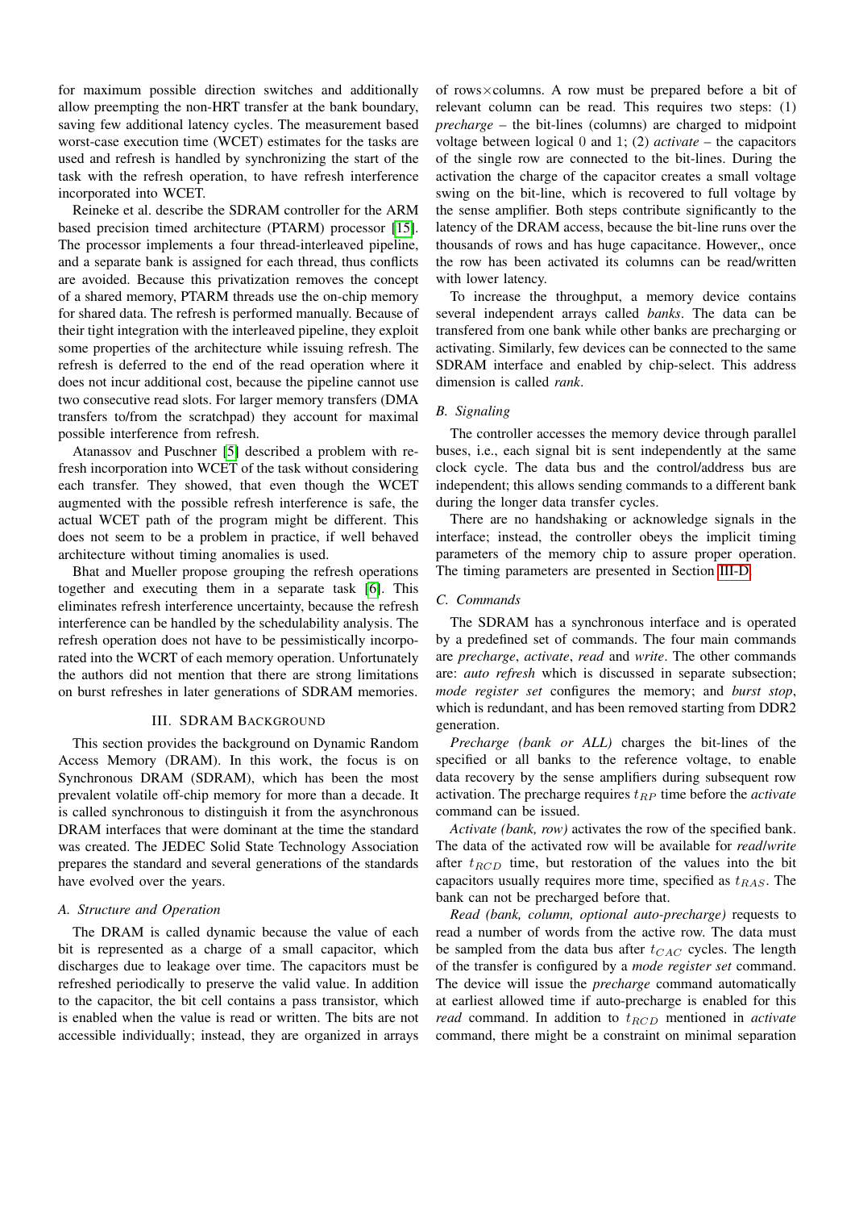for maximum possible direction switches and additionally allow preempting the non-HRT transfer at the bank boundary, saving few additional latency cycles. The measurement based worst-case execution time (WCET) estimates for the tasks are used and refresh is handled by synchronizing the start of the task with the refresh operation, to have refresh interference incorporated into WCET.

Reineke et al. describe the SDRAM controller for the ARM based precision timed architecture (PTARM) processor [15]. The processor implements a four thread-interleaved pipeline, and a separate bank is assigned for each thread, thus conflicts are avoided. Because this privatization removes the concept of a shared memory, PTARM threads use the on-chip memory for shared data. The refresh is performed manually. Because of their tight integration with the interleaved pipeline, they exploit some properties of the architecture while issuing refresh. The refresh is deferred to the end of the read operation where it does not incur additional cost, because the pipeline cannot use two consecutive read slots. For larger memory transfers (DMA transfers to/from the scratchpad) they account for maximal possible interference from refresh.

Atanassov and Puschner [5] described a problem with refresh incorporation into WCET of the task without considering each transfer. They showed, that even though the WCET augmented with the possible refresh interference is safe, the actual WCET path of the program might be different. This does not seem to be a problem in practice, if well behaved architecture without timing anomalies is used.

Bhat and Mueller propose grouping the refresh operations together and executing them in a separate task [6]. This eliminates refresh interference uncertainty, because the refresh interference can be handled by the schedulability analysis. The refresh operation does not have to be pessimistically incorporated into the WCRT of each memory operation. Unfortunately the authors did not mention that there are strong limitations on burst refreshes in later generations of SDRAM memories.

## III. SDRAM Background

This section provides the background on Dynamic Random Access Memory (DRAM). In this work, the focus is on Synchronous DRAM (SDRAM), which has been the most prevalent volatile off-chip memory for more than a decade. It is called synchronous to distinguish it from the asynchronous DRAM interfaces that were dominant at the time the standard was created. The JEDEC Solid State Technology Association prepares the standard and several generations of the standards have evolved over the years.

### A. Structure and Operation

The DRAM is called dynamic because the value of each bit is represented as a charge of a small capacitor, which discharges due to leakage over time. The capacitors must be refreshed periodically to preserve the valid value. In addition to the capacitor, the bit cell contains a pass transistor, which is enabled when the value is read or written. The bits are not accessible individually; instead, they are organized in arrays of rows×columns. A row must be prepared before a bit of relevant column can be read. This requires two steps: (1) *precharge* – the bit-lines (columns) are charged to midpoint voltage between logical 0 and 1; (2) *activate* – the capacitors of the single row are connected to the bit-lines. During the activation the charge of the capacitor creates a small voltage swing on the bit-line, which is recovered to full voltage by the sense amplifier. Both steps contribute significantly to the latency of the DRAM access, because the bit-line runs over the thousands of rows and has huge capacitance. However,, once the row has been activated its columns can be read/written with lower latency.

To increase the throughput, a memory device contains several independent arrays called *banks*. The data can be transfered from one bank while other banks are precharging or activating. Similarly, few devices can be connected to the same SDRAM interface and enabled by chip-select. This address dimension is called *rank*.

### B. Signaling

The controller accesses the memory device through parallel buses, i.e., each signal bit is sent independently at the same clock cycle. The data bus and the control/address bus are independent; this allows sending commands to a different bank during the longer data transfer cycles.

There are no handshaking or acknowledge signals in the interface; instead, the controller obeys the implicit timing parameters of the memory chip to assure proper operation. The timing parameters are presented in Section III-D.

### C. Commands

The SDRAM has a synchronous interface and is operated by a predefined set of commands. The four main commands are *precharge*, *activate*, *read* and *write*. The other commands are: *auto refresh* which is discussed in separate subsection; *mode register set* configures the memory; and *burst stop*, which is redundant, and has been removed starting from DDR2 generation.

*Precharge (bank or ALL)* charges the bit-lines of the specified or all banks to the reference voltage, to enable data recovery by the sense amplifiers during subsequent row activation. The precharge requires $t_{RP}$ time before the *activate* command can be issued.

*Activate (bank, row)* activates the row of the specified bank. The data of the activated row will be available for *read/write* after $t_{RCD}$ time, but restoration of the values into the bit capacitors usually requires more time, specified as $t_{RAS}$. The bank can not be precharged before that.

*Read (bank, column, optional auto-precharge)* requests to read a number of words from the active row. The data must be sampled from the data bus after $t_{CAC}$ cycles. The length of the transfer is configured by a *mode register set* command. The device will issue the *precharge* command automatically at earliest allowed time if auto-precharge is enabled for this *read* command. In addition to $t_{RCD}$ mentioned in *activate* command, there might be a constraint on minimal separation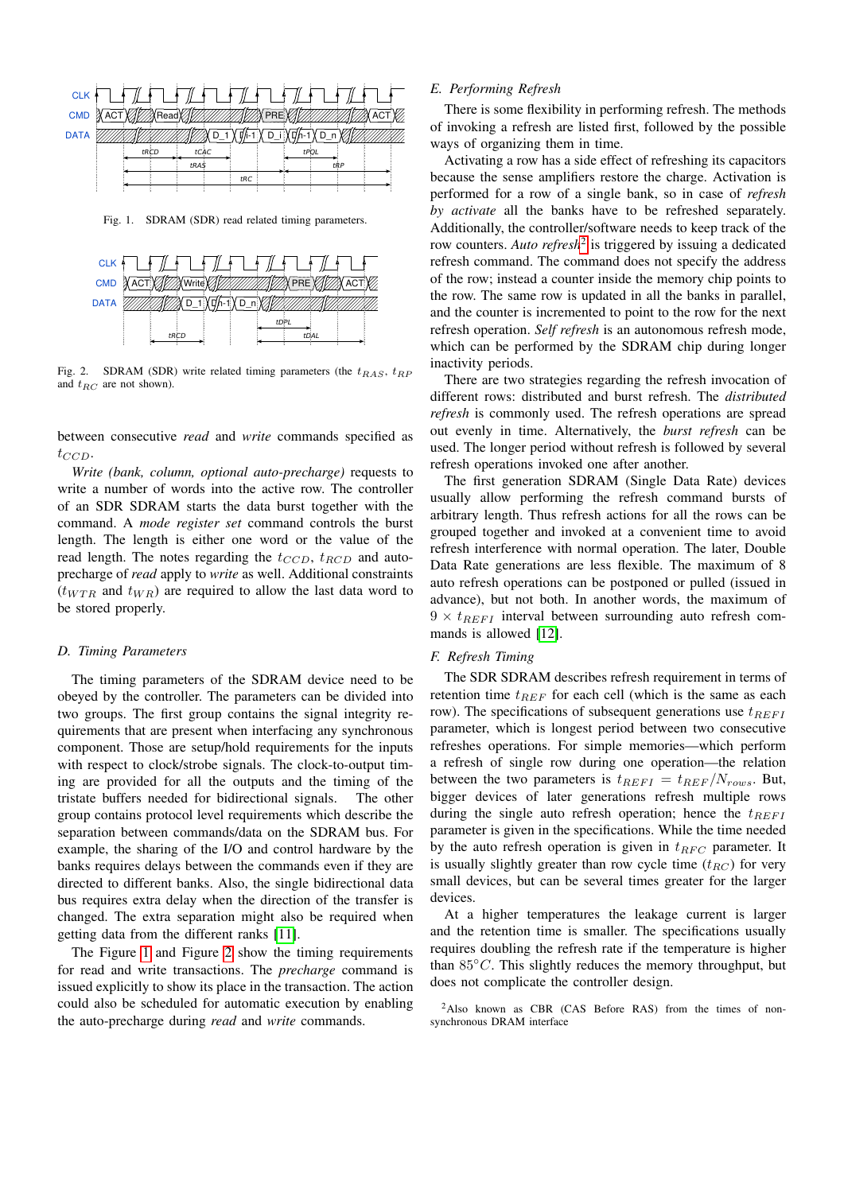Fig. 1. SDRAM (SDR) read related timing parameters.

Fig. 2. SDRAM (SDR) write related timing parameters (the $t_{RAS}$, $t_{RP}$ and $t_{RC}$ are not shown).

between consecutive *read* and *write* commands specified as $t_{CCD}$.

*Write (bank, column, optional auto-precharge)* requests to write a number of words into the active row. The controller of an SDR SDRAM starts the data burst together with the command. A *mode register set* command controls the burst length. The length is either one word or the value of the read length. The notes regarding the $t_{CCD}$, $t_{RCD}$ and auto-precharge of *read* apply to *write* as well. Additional constraints ($t_{WTR}$ and $t_{WR}$) are required to allow the last data word to be stored properly.

### D. Timing Parameters

The timing parameters of the SDRAM device need to be obeyed by the controller. The parameters can be divided into two groups. The first group contains the signal integrity requirements that are present when interfacing any synchronous component. Those are setup/hold requirements for the inputs with respect to clock/strobe signals. The clock-to-output timing are provided for all the outputs and the timing of the tristate buffers needed for bidirectional signals. The other group contains protocol level requirements which describe the separation between commands/data on the SDRAM bus. For example, the sharing of the I/O and control hardware by the banks requires delays between the commands even if they are directed to different banks. Also, the single bidirectional data bus requires extra delay when the direction of the transfer is changed. The extra separation might also be required when getting data from the different ranks [11].

The Figure 1 and Figure 2 show the timing requirements for read and write transactions. The *precharge* command is issued explicitly to show its place in the transaction. The action could also be scheduled for automatic execution by enabling the auto-precharge during *read* and *write* commands.

### E. Performing Refresh

There is some flexibility in performing refresh. The methods of invoking a refresh are listed first, followed by the possible ways of organizing them in time.

Activating a row has a side effect of refreshing its capacitors because the sense amplifiers restore the charge. Activation is performed for a row of a single bank, so in case of *refresh by activate* all the banks have to be refreshed separately. Additionally, the controller/software needs to keep track of the row counters. *Auto refresh*[2] is triggered by issuing a dedicated refresh command. The command does not specify the address of the row; instead a counter inside the memory chip points to the row. The same row is updated in all the banks in parallel, and the counter is incremented to point to the row for the next refresh operation. *Self refresh* is an autonomous refresh mode, which can be performed by the SDRAM chip during longer inactivity periods.

There are two strategies regarding the refresh invocation of different rows: distributed and burst refresh. The *distributed refresh* is commonly used. The refresh operations are spread out evenly in time. Alternatively, the *burst refresh* can be used. The longer period without refresh is followed by several refresh operations invoked one after another.

The first generation SDRAM (Single Data Rate) devices usually allow performing the refresh command bursts of arbitrary length. Thus refresh actions for all the rows can be grouped together and invoked at a convenient time to avoid refresh interference with normal operation. The later, Double Data Rate generations are less flexible. The maximum of 8 auto refresh operations can be postponed or pulled (issued in advance), but not both. In another words, the maximum of $9 \times t_{REFI}$ interval between surrounding auto refresh commands is allowed [12].

### F. Refresh Timing

The SDR SDRAM describes refresh requirement in terms of retention time $t_{REF}$ for each cell (which is the same as each row). The specifications of subsequent generations use $t_{REFI}$ parameter, which is longest period between two consecutive refreshes operations. For simple memories—which perform a refresh of single row during one operation—the relation between the two parameters is $t_{REFI} = t_{REF}/N_{rows}$. But, bigger devices of later generations refresh multiple rows during the single auto refresh operation; hence the $t_{REFI}$ parameter is given in the specifications. While the time needed by the auto refresh operation is given in $t_{RFC}$ parameter. It is usually slightly greater than row cycle time ($t_{RC}$) for very small devices, but can be several times greater for the larger devices.

At a higher temperatures the leakage current is larger and the retention time is smaller. The specifications usually requires doubling the refresh rate if the temperature is higher than $85°C$. This slightly reduces the memory throughput, but does not complicate the controller design.

[2]Also known as CBR (CAS Before RAS) from the times of non-synchronous DRAM interface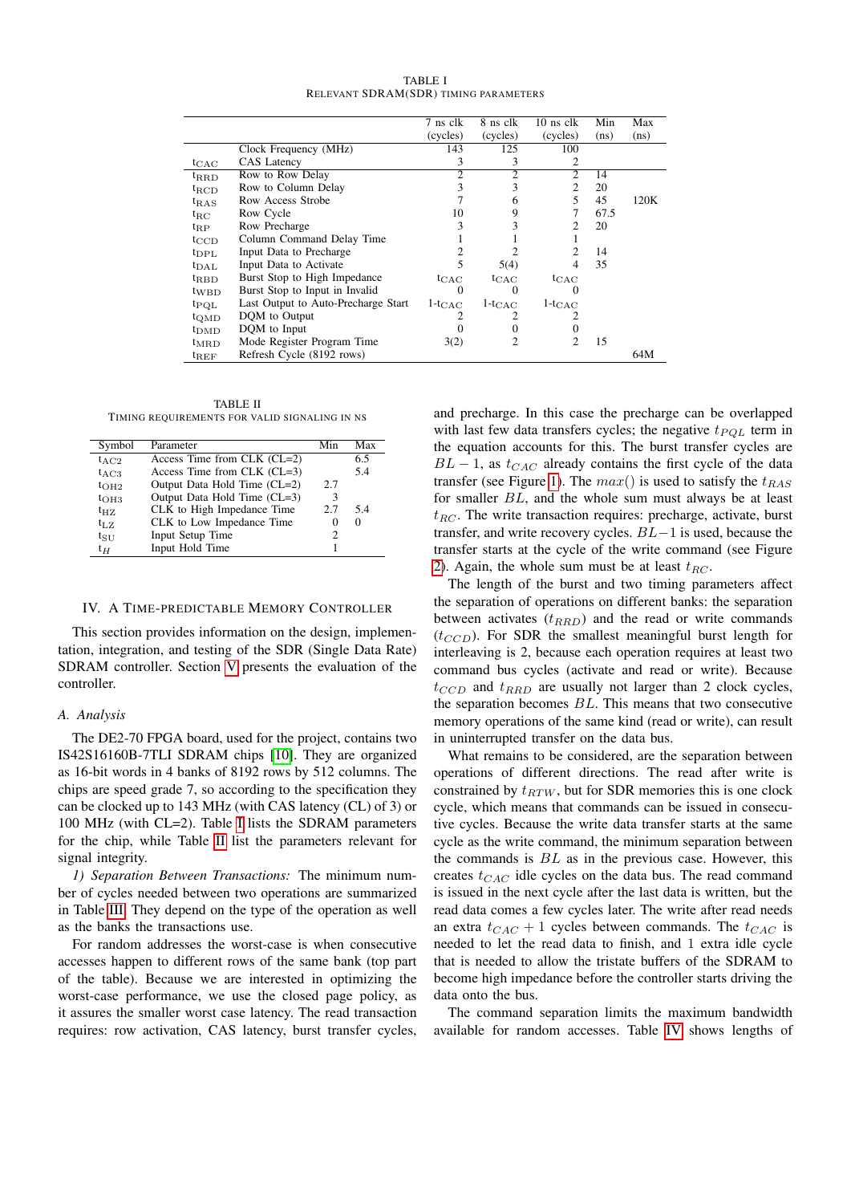TABLE I
RELEVANT SDRAM(SDR) TIMING PARAMETERS

| | | 7 ns clk (cycles) | 8 ns clk (cycles) | 10 ns clk (cycles) | Min (ns) | Max (ns) |
|---|---|---|---|---|---|---|
| | Clock Frequency (MHz) | 143 | 125 | 100 | | |
| $t_{CAC}$ | CAS Latency | 3 | 3 | 2 | | |
| $t_{RRD}$ | Row to Row Delay | 2 | 2 | 2 | 14 | |
| $t_{RCD}$ | Row to Column Delay | 3 | 3 | 2 | 20 | |
| $t_{RAS}$ | Row Access Strobe | 7 | 6 | 5 | 45 | 120K |
| $t_{RC}$ | Row Cycle | 10 | 9 | 7 | 67.5 | |
| $t_{RP}$ | Row Precharge | 3 | 3 | 2 | 20 | |
| $t_{CCD}$ | Column Command Delay Time | 1 | 1 | 1 | | |
| $t_{DPL}$ | Input Data to Precharge | 2 | 2 | 2 | 14 | |
| $t_{DAL}$ | Input Data to Activate | 5 | 5(4) | 4 | 35 | |
| $t_{RBD}$ | Burst Stop to High Impedance | $t_{CAC}$ | $t_{CAC}$ | $t_{CAC}$ | | |
| $t_{WBD}$ | Burst Stop to Input in Invalid | 0 | 0 | 0 | | |
| $t_{PQL}$ | Last Output to Auto-Precharge Start | 1-$t_{CAC}$ | 1-$t_{CAC}$ | 1-$t_{CAC}$ | | |
| $t_{QMD}$ | DQM to Output | 2 | 2 | 2 | | |
| $t_{DMD}$ | DQM to Input | 0 | 0 | 0 | | |
| $t_{MRD}$ | Mode Register Program Time | 3(2) | 2 | 2 | 15 | |
| $t_{REF}$ | Refresh Cycle (8192 rows) | | | | | 64M |

TABLE II
TIMING REQUIREMENTS FOR VALID SIGNALING IN NS

| Symbol | Parameter | Min | Max |
|---|---|---|---|
| $t_{AC2}$ | Access Time from CLK (CL=2) | | 6.5 |
| $t_{AC3}$ | Access Time from CLK (CL=3) | | 5.4 |
| $t_{OH2}$ | Output Data Hold Time (CL=2) | 2.7 | |
| $t_{OH3}$ | Output Data Hold Time (CL=3) | 3 | |
| $t_{HZ}$ | CLK to High Impedance Time | 2.7 | 5.4 |
| $t_{LZ}$ | CLK to Low Impedance Time | 0 | 0 |
| $t_{SU}$ | Input Setup Time | 2 | |
| $t_{H}$ | Input Hold Time | 1 | |

## IV. A TIME-PREDICTABLE MEMORY CONTROLLER

This section provides information on the design, implementation, integration, and testing of the SDR (Single Data Rate) SDRAM controller. Section V presents the evaluation of the controller.

### A. Analysis

The DE2-70 FPGA board, used for the project, contains two IS42S16160B-7TLI SDRAM chips [10]. They are organized as 16-bit words in 4 banks of 8192 rows by 512 columns. The chips are speed grade 7, so according to the specification they can be clocked up to 143 MHz (with CAS latency (CL) of 3) or 100 MHz (with CL=2). Table I lists the SDRAM parameters for the chip, while Table II list the parameters relevant for signal integrity.

*1) Separation Between Transactions:* The minimum number of cycles needed between two operations are summarized in Table III. They depend on the type of the operation as well as the banks the transactions use.

For random addresses the worst-case is when consecutive accesses happen to different rows of the same bank (top part of the table). Because we are interested in optimizing the worst-case performance, we use the closed page policy, as it assures the smaller worst case latency. The read transaction requires: row activation, CAS latency, burst transfer cycles, and precharge. In this case the precharge can be overlapped with last few data transfers cycles; the negative $t_{PQL}$ term in the equation accounts for this. The burst transfer cycles are $BL - 1$, as $t_{CAC}$ already contains the first cycle of the data transfer (see Figure 1). The $max()$ is used to satisfy the $t_{RAS}$ for smaller $BL$, and the whole sum must always be at least $t_{RC}$. The write transaction requires: precharge, activate, burst transfer, and write recovery cycles. $BL-1$ is used, because the transfer starts at the cycle of the write command (see Figure 2). Again, the whole sum must be at least $t_{RC}$.

The length of the burst and two timing parameters affect the separation of operations on different banks: the separation between activates ($t_{RRD}$) and the read or write commands ($t_{CCD}$). For SDR the smallest meaningful burst length for interleaving is 2, because each operation requires at least two command bus cycles (activate and read or write). Because $t_{CCD}$ and $t_{RRD}$ are usually not larger than 2 clock cycles, the separation becomes $BL$. This means that two consecutive memory operations of the same kind (read or write), can result in uninterrupted transfer on the data bus.

What remains to be considered, are the separation between operations of different directions. The read after write is constrained by $t_{RTW}$, but for SDR memories this is one clock cycle, which means that commands can be issued in consecutive cycles. Because the write data transfer starts at the same cycle as the write command, the minimum separation between the commands is $BL$ as in the previous case. However, this creates $t_{CAC}$ idle cycles on the data bus. The read command is issued in the next cycle after the last data is written, but the read data comes a few cycles later. The write after read needs an extra $t_{CAC} + 1$ cycles between commands. The $t_{CAC}$ is needed to let the read data to finish, and 1 extra idle cycle that is needed to allow the tristate buffers of the SDRAM to become high impedance before the controller starts driving the data onto the bus.

The command separation limits the maximum bandwidth available for random accesses. Table IV shows lengths of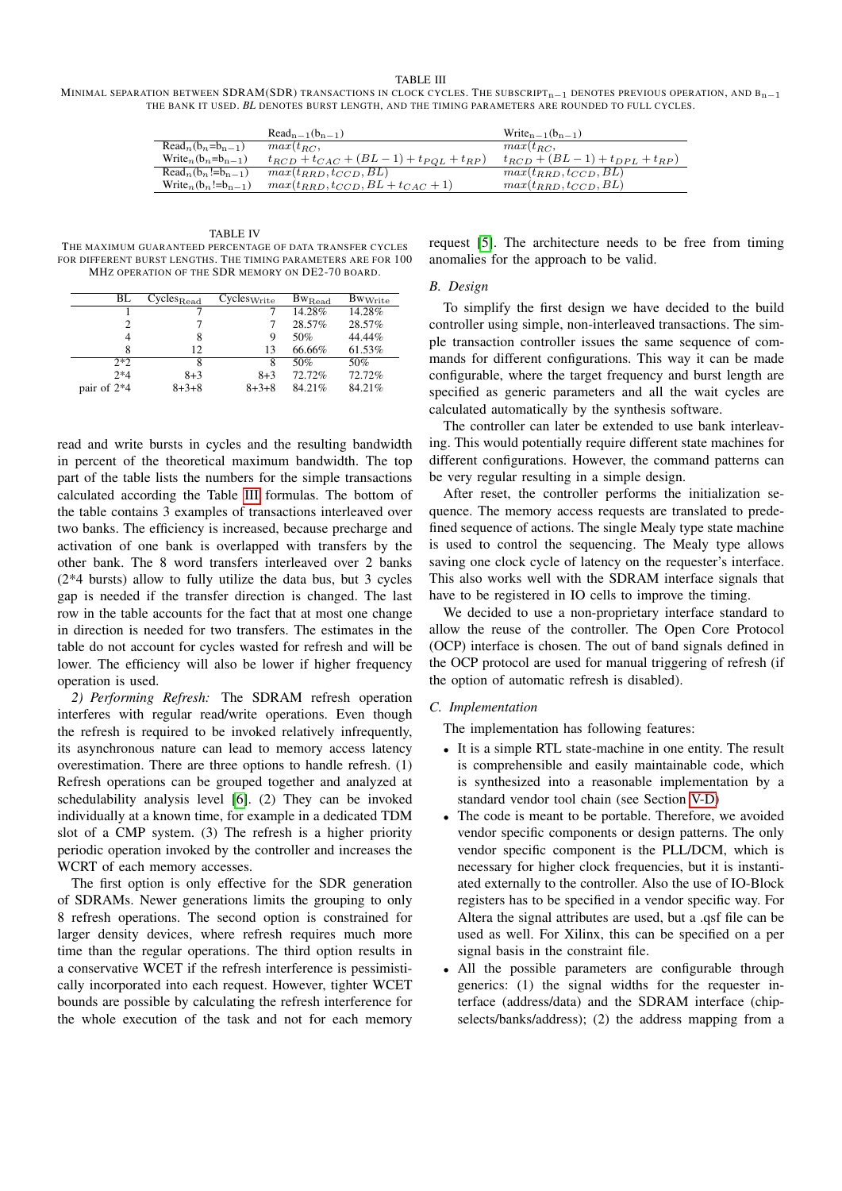TABLE III

MINIMAL SEPARATION BETWEEN SDRAM(SDR) TRANSACTIONS IN CLOCK CYCLES. THE SUBSCRIPT$_{n-1}$ DENOTES PREVIOUS OPERATION, AND $B_{n-1}$ THE BANK IT USED. *BL* DENOTES BURST LENGTH, AND THE TIMING PARAMETERS ARE ROUNDED TO FULL CYCLES.

| | $Read_{n-1}(b_{n-1})$ | $Write_{n-1}(b_{n-1})$ |
|---|---|---|
| $Read_n(b_n=b_{n-1})$ | $max(t_{RC},$ | $max(t_{RC},$ |
| $Write_n(b_n=b_{n-1})$ | $t_{RCD}+t_{CAC}+(BL-1)+t_{PQL}+t_{RP})$ | $t_{RCD}+(BL-1)+t_{DPL}+t_{RP})$ |
| $Read_n(b_n!=b_{n-1})$ | $max(t_{RRD},t_{CCD},BL)$ | $max(t_{RRD},t_{CCD},BL)$ |
| $Write_n(b_n!=b_{n-1})$ | $max(t_{RRD},t_{CCD},BL+t_{CAC}+1)$ | $max(t_{RRD},t_{CCD},BL)$ |

TABLE IV

THE MAXIMUM GUARANTEED PERCENTAGE OF DATA TRANSFER CYCLES FOR DIFFERENT BURST LENGTHS. THE TIMING PARAMETERS ARE FOR 100 MHZ OPERATION OF THE SDR MEMORY ON DE2-70 BOARD.

| BL | $Cycles_{Read}$ | $Cycles_{Write}$ | $Bw_{Read}$ | $Bw_{Write}$ |
|---|---|---|---|---|
| 1 | 7 | 7 | 14.28% | 14.28% |
| 2 | 7 | 7 | 28.57% | 28.57% |
| 4 | 8 | 9 | 50% | 44.44% |
| 8 | 12 | 13 | 66.66% | 61.53% |
| 2*2 | 8 | 8 | 50% | 50% |
| 2*4 | 8+3 | 8+3 | 72.72% | 72.72% |
| pair of 2*4 | 8+3+8 | 8+3+8 | 84.21% | 84.21% |

read and write bursts in cycles and the resulting bandwidth in percent of the theoretical maximum bandwidth. The top part of the table lists the numbers for the simple transactions calculated according the Table III formulas. The bottom of the table contains 3 examples of transactions interleaved over two banks. The efficiency is increased, because precharge and activation of one bank is overlapped with transfers by the other bank. The 8 word transfers interleaved over 2 banks (2*4 bursts) allow to fully utilize the data bus, but 3 cycles gap is needed if the transfer direction is changed. The last row in the table accounts for the fact that at most one change in direction is needed for two transfers. The estimates in the table do not account for cycles wasted for refresh and will be lower. The efficiency will also be lower if higher frequency operation is used.

*2) Performing Refresh:* The SDRAM refresh operation interferes with regular read/write operations. Even though the refresh is required to be invoked relatively infrequently, its asynchronous nature can lead to memory access latency overestimation. There are three options to handle refresh. (1) Refresh operations can be grouped together and analyzed at schedulability analysis level [6]. (2) They can be invoked individually at a known time, for example in a dedicated TDM slot of a CMP system. (3) The refresh is a higher priority periodic operation invoked by the controller and increases the WCRT of each memory accesses.

The first option is only effective for the SDR generation of SDRAMs. Newer generations limits the grouping to only 8 refresh operations. The second option is constrained for larger density devices, where refresh requires much more time than the regular operations. The third option results in a conservative WCET if the refresh interference is pessimistically incorporated into each request. However, tighter WCET bounds are possible by calculating the refresh interference for the whole execution of the task and not for each memory request [5]. The architecture needs to be free from timing anomalies for the approach to be valid.

### B. Design

To simplify the first design we have decided to the build controller using simple, non-interleaved transactions. The simple transaction controller issues the same sequence of commands for different configurations. This way it can be made configurable, where the target frequency and burst length are specified as generic parameters and all the wait cycles are calculated automatically by the synthesis software.

The controller can later be extended to use bank interleaving. This would potentially require different state machines for different configurations. However, the command patterns can be very regular resulting in a simple design.

After reset, the controller performs the initialization sequence. The memory access requests are translated to predefined sequence of actions. The single Mealy type state machine is used to control the sequencing. The Mealy type allows saving one clock cycle of latency on the requester's interface. This also works well with the SDRAM interface signals that have to be registered in IO cells to improve the timing.

We decided to use a non-proprietary interface standard to allow the reuse of the controller. The Open Core Protocol (OCP) interface is chosen. The out of band signals defined in the OCP protocol are used for manual triggering of refresh (if the option of automatic refresh is disabled).

### C. Implementation

The implementation has following features:

- It is a simple RTL state-machine in one entity. The result is comprehensible and easily maintainable code, which is synthesized into a reasonable implementation by a standard vendor tool chain (see Section V-D)
- The code is meant to be portable. Therefore, we avoided vendor specific components or design patterns. The only vendor specific component is the PLL/DCM, which is necessary for higher clock frequencies, but it is instantiated externally to the controller. Also the use of IO-Block registers has to be specified in a vendor specific way. For Altera the signal attributes are used, but a .qsf file can be used as well. For Xilinx, this can be specified on a per signal basis in the constraint file.
- All the possible parameters are configurable through generics: (1) the signal widths for the requester interface (address/data) and the SDRAM interface (chip-selects/banks/address); (2) the address mapping from a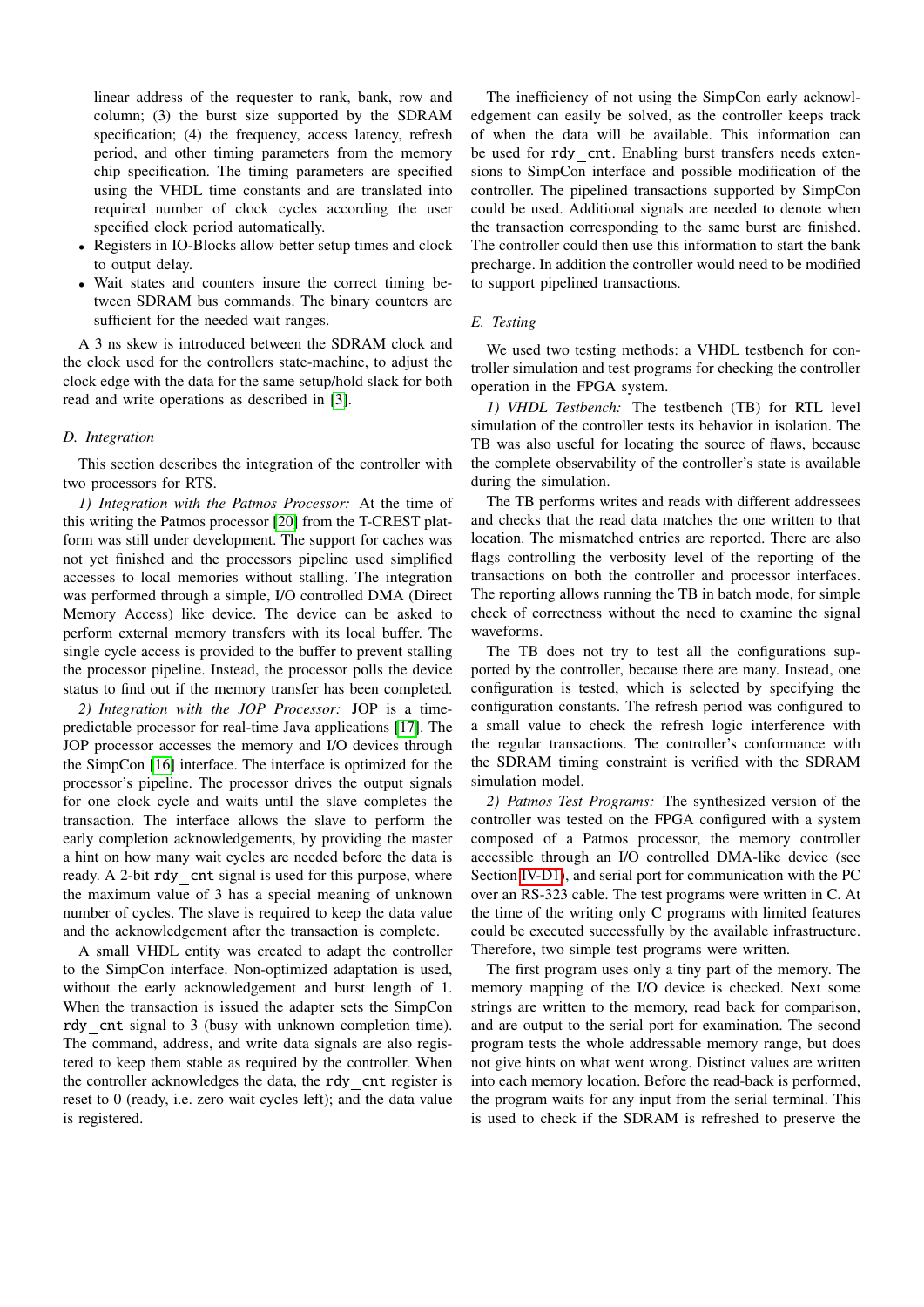linear address of the requester to rank, bank, row and column; (3) the burst size supported by the SDRAM specification; (4) the frequency, access latency, refresh period, and other timing parameters from the memory chip specification. The timing parameters are specified using the VHDL time constants and are translated into required number of clock cycles according the user specified clock period automatically.

- Registers in IO-Blocks allow better setup times and clock to output delay.
- Wait states and counters insure the correct timing between SDRAM bus commands. The binary counters are sufficient for the needed wait ranges.

A 3 ns skew is introduced between the SDRAM clock and the clock used for the controllers state-machine, to adjust the clock edge with the data for the same setup/hold slack for both read and write operations as described in [3].

### D. Integration

This section describes the integration of the controller with two processors for RTS.

*1) Integration with the Patmos Processor:* At the time of this writing the Patmos processor [20] from the T-CREST platform was still under development. The support for caches was not yet finished and the processors pipeline used simplified accesses to local memories without stalling. The integration was performed through a simple, I/O controlled DMA (Direct Memory Access) like device. The device can be asked to perform external memory transfers with its local buffer. The single cycle access is provided to the buffer to prevent stalling the processor pipeline. Instead, the processor polls the device status to find out if the memory transfer has been completed.

*2) Integration with the JOP Processor:* JOP is a time-predictable processor for real-time Java applications [17]. The JOP processor accesses the memory and I/O devices through the SimpCon [16] interface. The interface is optimized for the processor's pipeline. The processor drives the output signals for one clock cycle and waits until the slave completes the transaction. The interface allows the slave to perform the early completion acknowledgements, by providing the master a hint on how many wait cycles are needed before the data is ready. A 2-bit `rdy_cnt` signal is used for this purpose, where the maximum value of 3 has a special meaning of unknown number of cycles. The slave is required to keep the data value and the acknowledgement after the transaction is complete.

A small VHDL entity was created to adapt the controller to the SimpCon interface. Non-optimized adaptation is used, without the early acknowledgement and burst length of 1. When the transaction is issued the adapter sets the SimpCon `rdy_cnt` signal to 3 (busy with unknown completion time). The command, address, and write data signals are also registered to keep them stable as required by the controller. When the controller acknowledges the data, the `rdy_cnt` register is reset to 0 (ready, i.e. zero wait cycles left); and the data value is registered.

The inefficiency of not using the SimpCon early acknowledgement can easily be solved, as the controller keeps track of when the data will be available. This information can be used for `rdy_cnt`. Enabling burst transfers needs extensions to SimpCon interface and possible modification of the controller. The pipelined transactions supported by SimpCon could be used. Additional signals are needed to denote when the transaction corresponding to the same burst are finished. The controller could then use this information to start the bank precharge. In addition the controller would need to be modified to support pipelined transactions.

### E. Testing

We used two testing methods: a VHDL testbench for controller simulation and test programs for checking the controller operation in the FPGA system.

*1) VHDL Testbench:* The testbench (TB) for RTL level simulation of the controller tests its behavior in isolation. The TB was also useful for locating the source of flaws, because the complete observability of the controller's state is available during the simulation.

The TB performs writes and reads with different addressees and checks that the read data matches the one written to that location. The mismatched entries are reported. There are also flags controlling the verbosity level of the reporting of the transactions on both the controller and processor interfaces. The reporting allows running the TB in batch mode, for simple check of correctness without the need to examine the signal waveforms.

The TB does not try to test all the configurations supported by the controller, because there are many. Instead, one configuration is tested, which is selected by specifying the configuration constants. The refresh period was configured to a small value to check the refresh logic interference with the regular transactions. The controller's conformance with the SDRAM timing constraint is verified with the SDRAM simulation model.

*2) Patmos Test Programs:* The synthesized version of the controller was tested on the FPGA configured with a system composed of a Patmos processor, the memory controller accessible through an I/O controlled DMA-like device (see Section IV-D1), and serial port for communication with the PC over an RS-323 cable. The test programs were written in C. At the time of the writing only C programs with limited features could be executed successfully by the available infrastructure. Therefore, two simple test programs were written.

The first program uses only a tiny part of the memory. The memory mapping of the I/O device is checked. Next some strings are written to the memory, read back for comparison, and are output to the serial port for examination. The second program tests the whole addressable memory range, but does not give hints on what went wrong. Distinct values are written into each memory location. Before the read-back is performed, the program waits for any input from the serial terminal. This is used to check if the SDRAM is refreshed to preserve the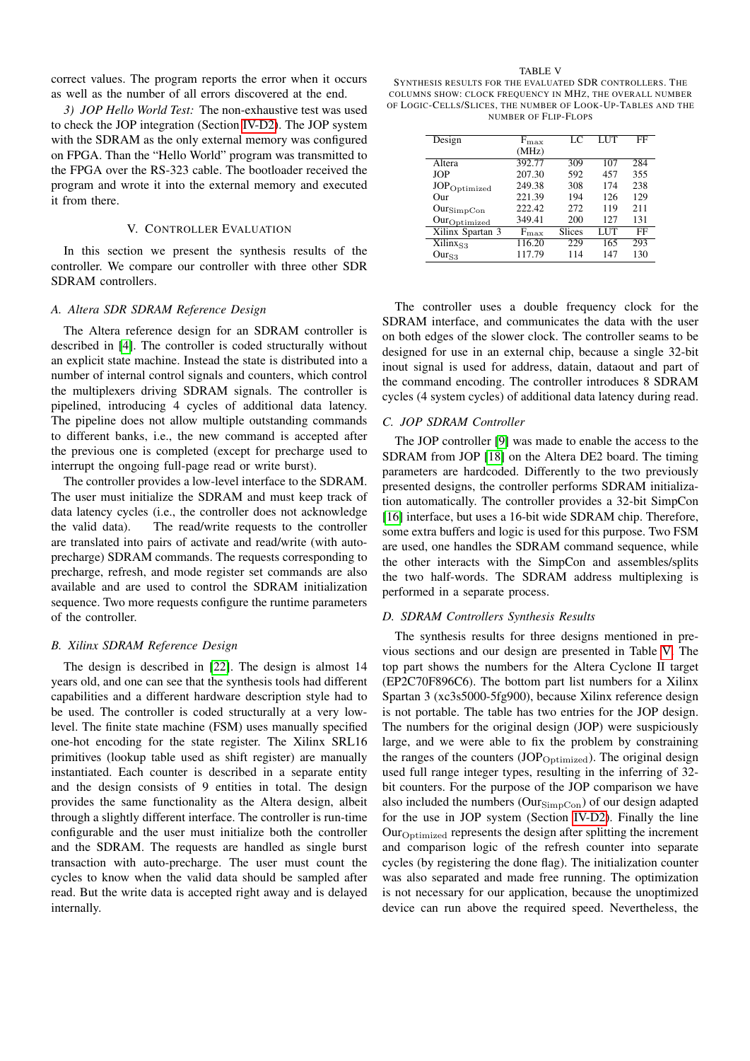correct values. The program reports the error when it occurs as well as the number of all errors discovered at the end.

*3) JOP Hello World Test:* The non-exhaustive test was used to check the JOP integration (Section IV-D2). The JOP system with the SDRAM as the only external memory was configured on FPGA. Than the "Hello World" program was transmitted to the FPGA over the RS-323 cable. The bootloader received the program and wrote it into the external memory and executed it from there.

## V. Controller Evaluation

In this section we present the synthesis results of the controller. We compare our controller with three other SDR SDRAM controllers.

### A. Altera SDR SDRAM Reference Design

The Altera reference design for an SDRAM controller is described in [4]. The controller is coded structurally without an explicit state machine. Instead the state is distributed into a number of internal control signals and counters, which control the multiplexers driving SDRAM signals. The controller is pipelined, introducing 4 cycles of additional data latency. The pipeline does not allow multiple outstanding commands to different banks, i.e., the new command is accepted after the previous one is completed (except for precharge used to interrupt the ongoing full-page read or write burst).

The controller provides a low-level interface to the SDRAM. The user must initialize the SDRAM and must keep track of data latency cycles (i.e., the controller does not acknowledge the valid data). The read/write requests to the controller are translated into pairs of activate and read/write (with auto-precharge) SDRAM commands. The requests corresponding to precharge, refresh, and mode register set commands are also available and are used to control the SDRAM initialization sequence. Two more requests configure the runtime parameters of the controller.

### B. Xilinx SDRAM Reference Design

The design is described in [22]. The design is almost 14 years old, and one can see that the synthesis tools had different capabilities and a different hardware description style had to be used. The controller is coded structurally at a very low-level. The finite state machine (FSM) uses manually specified one-hot encoding for the state register. The Xilinx SRL16 primitives (lookup table used as shift register) are manually instantiated. Each counter is described in a separate entity and the design consists of 9 entities in total. The design provides the same functionality as the Altera design, albeit through a slightly different interface. The controller is run-time configurable and the user must initialize both the controller and the SDRAM. The requests are handled as single burst transaction with auto-precharge. The user must count the cycles to know when the valid data should be sampled after read. But the write data is accepted right away and is delayed internally.

TABLE V
Synthesis results for the evaluated SDR controllers. The columns show: clock frequency in MHz, the overall number of Logic-Cells/Slices, the number of Look-Up-Tables and the number of Flip-Flops

| Design | $F_{max}$ (MHz) | LC | LUT | FF |
|---|---|---|---|---|
| Altera | 392.77 | 309 | 107 | 284 |
| JOP | 207.30 | 592 | 457 | 355 |
| $JOP_{Optimized}$ | 249.38 | 308 | 174 | 238 |
| Our | 221.39 | 194 | 126 | 129 |
| $Our_{SimpCon}$ | 222.42 | 272 | 119 | 211 |
| $Our_{Optimized}$ | 349.41 | 200 | 127 | 131 |
| Xilinx Spartan 3 | $F_{max}$ | Slices | LUT | FF |
| $Xilinx_{S3}$ | 116.20 | 229 | 165 | 293 |
| $Our_{S3}$ | 117.79 | 114 | 147 | 130 |

The controller uses a double frequency clock for the SDRAM interface, and communicates the data with the user on both edges of the slower clock. The controller seams to be designed for use in an external chip, because a single 32-bit inout signal is used for address, datain, dataout and part of the command encoding. The controller introduces 8 SDRAM cycles (4 system cycles) of additional data latency during read.

### C. JOP SDRAM Controller

The JOP controller [9] was made to enable the access to the SDRAM from JOP [18] on the Altera DE2 board. The timing parameters are hardcoded. Differently to the two previously presented designs, the controller performs SDRAM initialization automatically. The controller provides a 32-bit SimpCon [16] interface, but uses a 16-bit wide SDRAM chip. Therefore, some extra buffers and logic is used for this purpose. Two FSM are used, one handles the SDRAM command sequence, while the other interacts with the SimpCon and assembles/splits the two half-words. The SDRAM address multiplexing is performed in a separate process.

### D. SDRAM Controllers Synthesis Results

The synthesis results for three designs mentioned in previous sections and our design are presented in Table V. The top part shows the numbers for the Altera Cyclone II target (EP2C70F896C6). The bottom part list numbers for a Xilinx Spartan 3 (xc3s5000-5fg900), because Xilinx reference design is not portable. The table has two entries for the JOP design. The numbers for the original design (JOP) were suspiciously large, and we were able to fix the problem by constraining the ranges of the counters ($JOP_{Optimized}$). The original design used full range integer types, resulting in the inferring of 32-bit counters. For the purpose of the JOP comparison we have also included the numbers ($Our_{SimpCon}$) of our design adapted for the use in JOP system (Section IV-D2). Finally the line $Our_{Optimized}$ represents the design after splitting the increment and comparison logic of the refresh counter into separate cycles (by registering the done flag). The initialization counter was also separated and made free running. The optimization is not necessary for our application, because the unoptimized device can run above the required speed. Nevertheless, the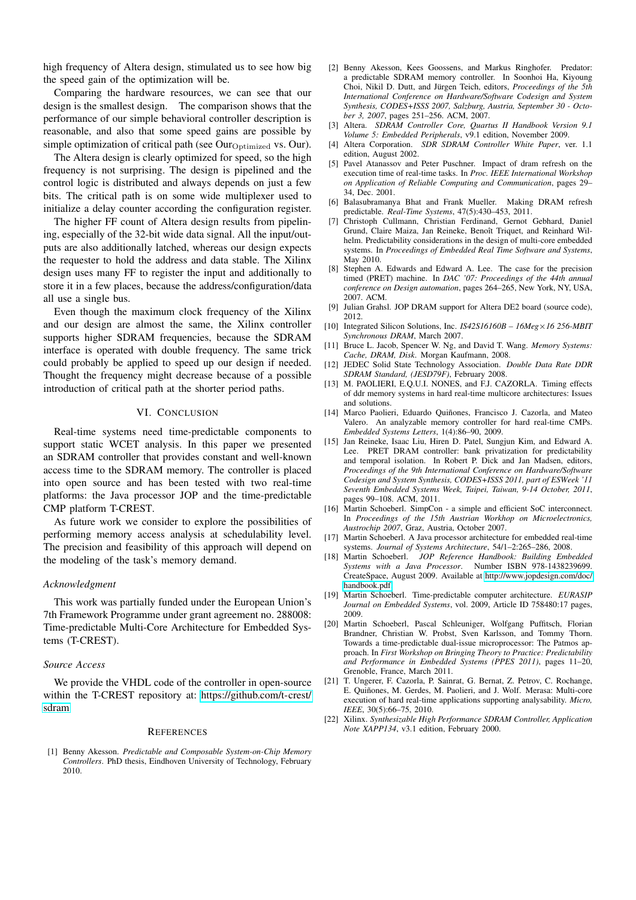high frequency of Altera design, stimulated us to see how big the speed gain of the optimization will be.

Comparing the hardware resources, we can see that our design is the smallest design. The comparison shows that the performance of our simple behavioral controller description is reasonable, and also that some speed gains are possible by simple optimization of critical path (see $\text{Our}_{\text{Optimized}}$ vs. Our).

The Altera design is clearly optimized for speed, so the high frequency is not surprising. The design is pipelined and the control logic is distributed and always depends on just a few bits. The critical path is on some wide multiplexer used to initialize a delay counter according the configuration register.

The higher FF count of Altera design results from pipelining, especially of the 32-bit wide data signal. All the input/outputs are also additionally latched, whereas our design expects the requester to hold the address and data stable. The Xilinx design uses many FF to register the input and additionally to store it in a few places, because the address/configuration/data all use a single bus.

Even though the maximum clock frequency of the Xilinx and our design are almost the same, the Xilinx controller supports higher SDRAM frequencies, because the SDRAM interface is operated with double frequency. The same trick could probably be applied to speed up our design if needed. Thought the frequency might decrease because of a possible introduction of critical path at the shorter period paths.

## VI. Conclusion

Real-time systems need time-predictable components to support static WCET analysis. In this paper we presented an SDRAM controller that provides constant and well-known access time to the SDRAM memory. The controller is placed into open source and has been tested with two real-time platforms: the Java processor JOP and the time-predictable CMP platform T-CREST.

As future work we consider to explore the possibilities of performing memory access analysis at schedulability level. The precision and feasibility of this approach will depend on the modeling of the task's memory demand.

### *Acknowledgment*

This work was partially funded under the European Union's 7th Framework Programme under grant agreement no. 288008: Time-predictable Multi-Core Architecture for Embedded Systems (T-CREST).

### *Source Access*

We provide the VHDL code of the controller in open-source within the T-CREST repository at: https://github.com/t-crest/sdram

## References

[1] Benny Akesson. *Predictable and Composable System-on-Chip Memory Controllers*. PhD thesis, Eindhoven University of Technology, February 2010.

[2] Benny Akesson, Kees Goossens, and Markus Ringhofer. Predator: a predictable SDRAM memory controller. In Soonhoi Ha, Kiyoung Choi, Nikil D. Dutt, and Jürgen Teich, editors, *Proceedings of the 5th International Conference on Hardware/Software Codesign and System Synthesis, CODES+ISSS 2007, Salzburg, Austria, September 30 - October 3, 2007*, pages 251–256. ACM, 2007.

[3] Altera. *SDRAM Controller Core, Quartus II Handbook Version 9.1 Volume 5: Embedded Peripherals*, v9.1 edition, November 2009.

[4] Altera Corporation. *SDR SDRAM Controller White Paper*, ver. 1.1 edition, August 2002.

[5] Pavel Atanassov and Peter Puschner. Impact of dram refresh on the execution time of real-time tasks. In *Proc. IEEE International Workshop on Application of Reliable Computing and Communication*, pages 29–34, Dec. 2001.

[6] Balasubramanya Bhat and Frank Mueller. Making DRAM refresh predictable. *Real-Time Systems*, 47(5):430–453, 2011.

[7] Christoph Cullmann, Christian Ferdinand, Gernot Gebhard, Daniel Grund, Claire Maiza, Jan Reineke, Benoît Triquet, and Reinhard Wilhelm. Predictability considerations in the design of multi-core embedded systems. In *Proceedings of Embedded Real Time Software and Systems*, May 2010.

[8] Stephen A. Edwards and Edward A. Lee. The case for the precision timed (PRET) machine. In *DAC '07: Proceedings of the 44th annual conference on Design automation*, pages 264–265, New York, NY, USA, 2007. ACM.

[9] Julian Grahsl. JOP DRAM support for Altera DE2 board (source code), 2012.

[10] Integrated Silicon Solutions, Inc. *IS42S16160B – 16Meg×16 256-MBIT Synchronous DRAM*, March 2007.

[11] Bruce L. Jacob, Spencer W. Ng, and David T. Wang. *Memory Systems: Cache, DRAM, Disk*. Morgan Kaufmann, 2008.

[12] JEDEC Solid State Technology Association. *Double Data Rate DDR SDRAM Standard, (JESD79F)*, February 2008.

[13] M. PAOLIERI, E.Q.U.I. NONES, and F.J. CAZORLA. Timing effects of ddr memory systems in hard real-time multicore architectures: Issues and solutions.

[14] Marco Paolieri, Eduardo Quiñones, Francisco J. Cazorla, and Mateo Valero. An analyzable memory controller for hard real-time CMPs. *Embedded Systems Letters*, 1(4):86–90, 2009.

[15] Jan Reineke, Isaac Liu, Hiren D. Patel, Sungjun Kim, and Edward A. Lee. PRET DRAM controller: bank privatization for predictability and temporal isolation. In Robert P. Dick and Jan Madsen, editors, *Proceedings of the 9th International Conference on Hardware/Software Codesign and System Synthesis, CODES+ISSS 2011, part of ESWeek '11 Seventh Embedded Systems Week, Taipei, Taiwan, 9-14 October, 2011*, pages 99–108. ACM, 2011.

[16] Martin Schoeberl. SimpCon - a simple and efficient SoC interconnect. In *Proceedings of the 15th Austrian Workhop on Microelectronics, Austrochip 2007*, Graz, Austria, October 2007.

[17] Martin Schoeberl. A Java processor architecture for embedded real-time systems. *Journal of Systems Architecture*, 54/1–2:265–286, 2008.

[18] Martin Schoeberl. *JOP Reference Handbook: Building Embedded Systems with a Java Processor*. Number ISBN 978-1438239699. CreateSpace, August 2009. Available at http://www.jopdesign.com/doc/handbook.pdf.

[19] Martin Schoeberl. Time-predictable computer architecture. *EURASIP Journal on Embedded Systems*, vol. 2009, Article ID 758480:17 pages, 2009.

[20] Martin Schoeberl, Pascal Schleuniger, Wolfgang Puffitsch, Florian Brandner, Christian W. Probst, Sven Karlsson, and Tommy Thorn. Towards a time-predictable dual-issue microprocessor: The Patmos approach. In *First Workshop on Bringing Theory to Practice: Predictability and Performance in Embedded Systems (PPES 2011)*, pages 11–20, Grenoble, France, March 2011.

[21] T. Ungerer, F. Cazorla, P. Sainrat, G. Bernat, Z. Petrov, C. Rochange, E. Quiñones, M. Gerdes, M. Paolieri, and J. Wolf. Merasa: Multi-core execution of hard real-time applications supporting analysability. *Micro, IEEE*, 30(5):66–75, 2010.

[22] Xilinx. *Synthesizable High Performance SDRAM Controller, Application Note XAPP134*, v3.1 edition, February 2000.